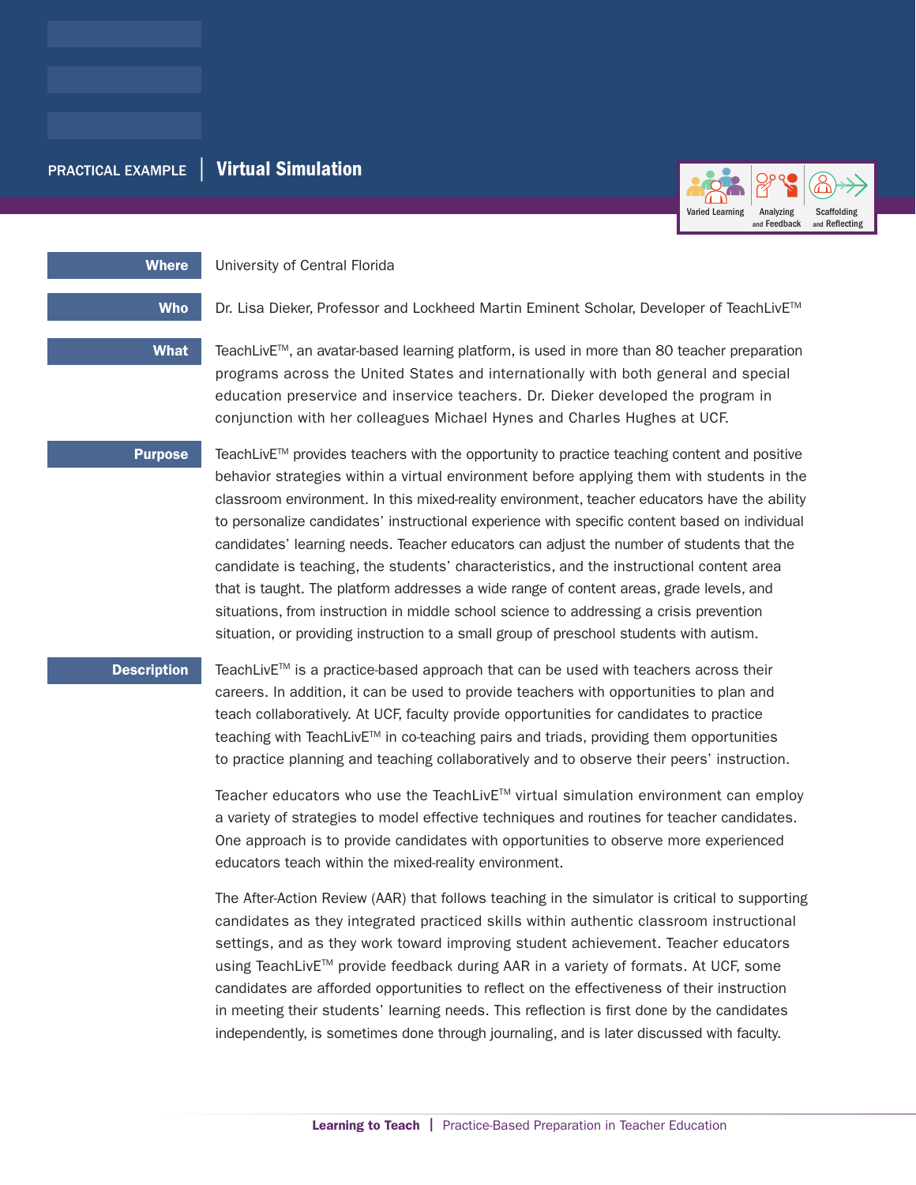PRACTICAL EXAMPLE | **Virtual Simulation**

Varied Learning | Analyzing and Feedback | Scaffolding and Reflecting

**Where**

University of Central Florida

**Who**

Dr. Lisa Dieker, Professor and Lockheed Martin Eminent Scholar, Developer of TeachLivE™

**What**

TeachLivE™, an avatar-based learning platform, is used in more than 80 teacher preparation programs across the United States and internationally with both general and special education preservice and inservice teachers. Dr. Dieker developed the program in conjunction with her colleagues Michael Hynes and Charles Hughes at UCF.

**Purpose**

TeachLivE™ provides teachers with the opportunity to practice teaching content and positive behavior strategies within a virtual environment before applying them with students in the classroom environment. In this mixed-reality environment, teacher educators have the ability to personalize candidates' instructional experience with specific content based on individual candidates' learning needs. Teacher educators can adjust the number of students that the candidate is teaching, the students' characteristics, and the instructional content area that is taught. The platform addresses a wide range of content areas, grade levels, and situations, from instruction in middle school science to addressing a crisis prevention situation, or providing instruction to a small group of preschool students with autism.

**Description**

TeachLivE™ is a practice-based approach that can be used with teachers across their careers. In addition, it can be used to provide teachers with opportunities to plan and teach collaboratively. At UCF, faculty provide opportunities for candidates to practice teaching with TeachLivE™ in co-teaching pairs and triads, providing them opportunities to practice planning and teaching collaboratively and to observe their peers' instruction.

Teacher educators who use the TeachLivE™ virtual simulation environment can employ a variety of strategies to model effective techniques and routines for teacher candidates. One approach is to provide candidates with opportunities to observe more experienced educators teach within the mixed-reality environment.

The After-Action Review (AAR) that follows teaching in the simulator is critical to supporting candidates as they integrated practiced skills within authentic classroom instructional settings, and as they work toward improving student achievement. Teacher educators using TeachLivE™ provide feedback during AAR in a variety of formats. At UCF, some candidates are afforded opportunities to reflect on the effectiveness of their instruction in meeting their students' learning needs. This reflection is first done by the candidates independently, is sometimes done through journaling, and is later discussed with faculty.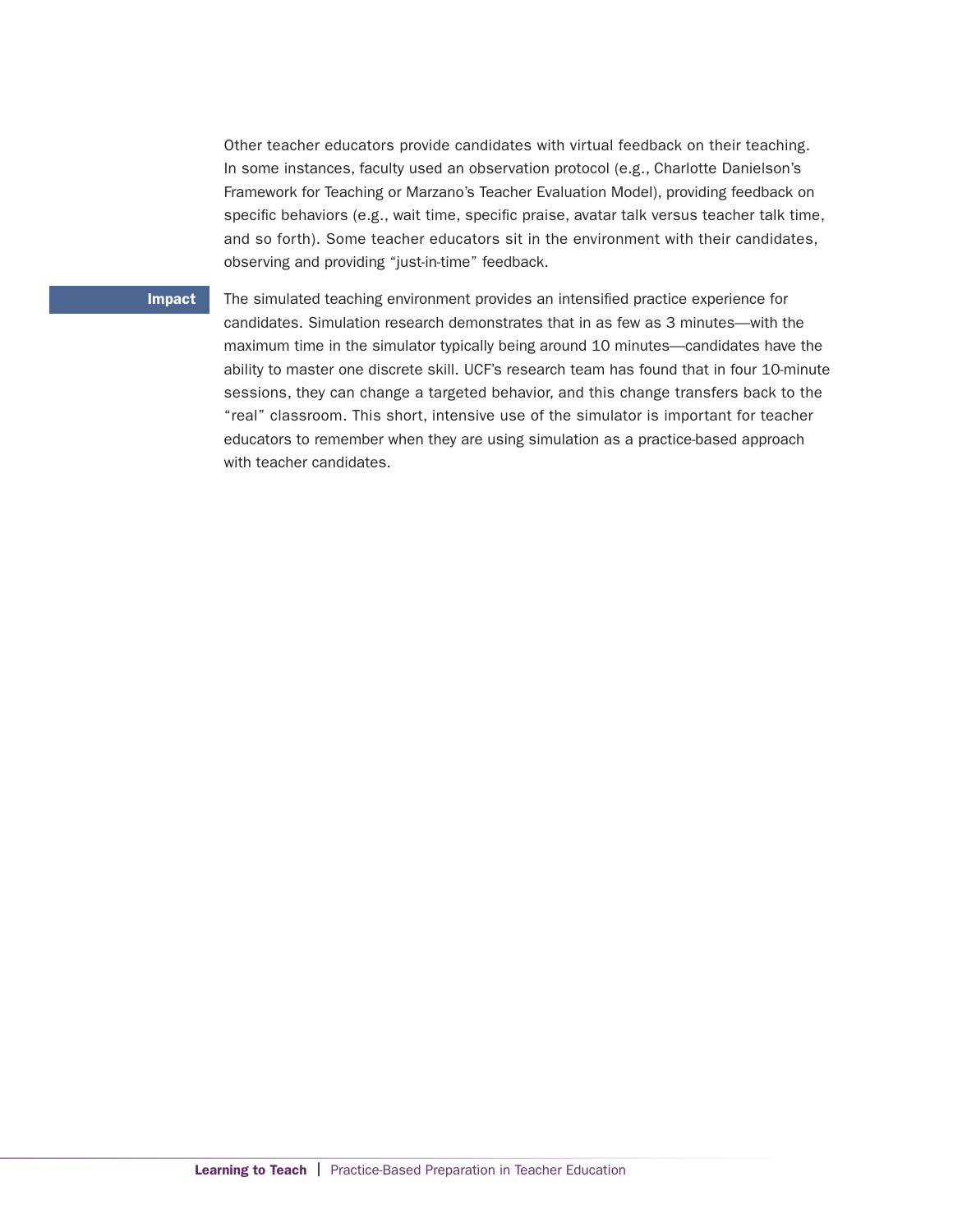Other teacher educators provide candidates with virtual feedback on their teaching. In some instances, faculty used an observation protocol (e.g., Charlotte Danielson's Framework for Teaching or Marzano's Teacher Evaluation Model), providing feedback on specific behaviors (e.g., wait time, specific praise, avatar talk versus teacher talk time, and so forth). Some teacher educators sit in the environment with their candidates, observing and providing "just-in-time" feedback.

**Impact**

The simulated teaching environment provides an intensified practice experience for candidates. Simulation research demonstrates that in as few as 3 minutes—with the maximum time in the simulator typically being around 10 minutes—candidates have the ability to master one discrete skill. UCF's research team has found that in four 10-minute sessions, they can change a targeted behavior, and this change transfers back to the "real" classroom. This short, intensive use of the simulator is important for teacher educators to remember when they are using simulation as a practice-based approach with teacher candidates.